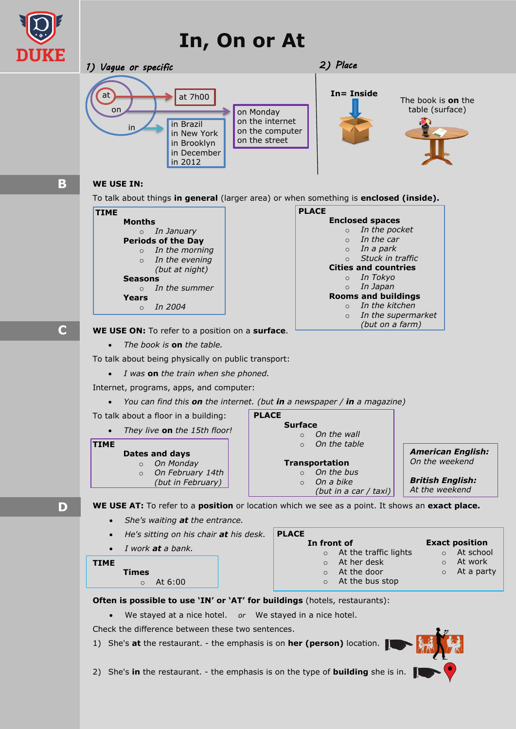DUKE

# In, On or At

## 1) Vague or specific

at → at 7h00

on → on Monday, on the internet, on the computer, on the street

in → in Brazil, in New York, in Brooklyn, in December, in 2012

## 2) Place

**In= Inside**

The book is **on** the table (surface)

## B

**WE USE IN:**

To talk about things **in general** (larger area) or when something is **enclosed (inside).**

**TIME**

- **Months**
  - *In January*
- **Periods of the Day**
  - *In the morning*
  - *In the evening (but at night)*
- **Seasons**
  - *In the summer*
- **Years**
  - *In 2004*

**PLACE**

- **Enclosed spaces**
  - *In the pocket*
  - *In the car*
  - *In a park*
  - *Stuck in traffic*
- **Cities and countries**
  - *In Tokyo*
  - *In Japan*
- **Rooms and buildings**
  - *In the kitchen*
  - *In the supermarket (but on a farm)*

## C

**WE USE ON:** To refer to a position on a **surface**.

- *The book is* ***on*** *the table.*

To talk about being physically on public transport:

- *I was* ***on*** *the train when she phoned.*

Internet, programs, apps, and computer:

- *You can find this* ***on*** *the internet. (but* ***in*** *a newspaper /* ***in*** *a magazine)*

To talk about a floor in a building:

- *They live* ***on*** *the 15th floor!*

**TIME**

- **Dates and days**
  - *On Monday*
  - *On February 14th (but in February)*

**PLACE**

- **Surface**
  - *On the wall*
  - *On the table*
- **Transportation**
  - *On the bus*
  - *On a bike (but in a car / taxi)*

***American English:***
*On the weekend*

***British English:***
*At the weekend*

## D

**WE USE AT:** To refer to a **position** or location which we see as a point. It shows an **exact place.**

- *She's waiting* ***at*** *the entrance.*
- *He's sitting on his chair* ***at*** *his desk.*
- *I work* ***at*** *a bank.*

**TIME**

- **Times**
  - At 6:00

**PLACE**

- **In front of**
  - At the traffic lights
  - At her desk
  - At the door
  - At the bus stop
- **Exact position**
  - At school
  - At work
  - At a party

**Often is possible to use 'IN' or 'AT' for buildings** (hotels, restaurants):

- We stayed at a nice hotel. *or* We stayed in a nice hotel.

Check the difference between these two sentences.

1) She's **at** the restaurant. - the emphasis is on **her (person)** location.

2) She's **in** the restaurant. - the emphasis is on the type of **building** she is in.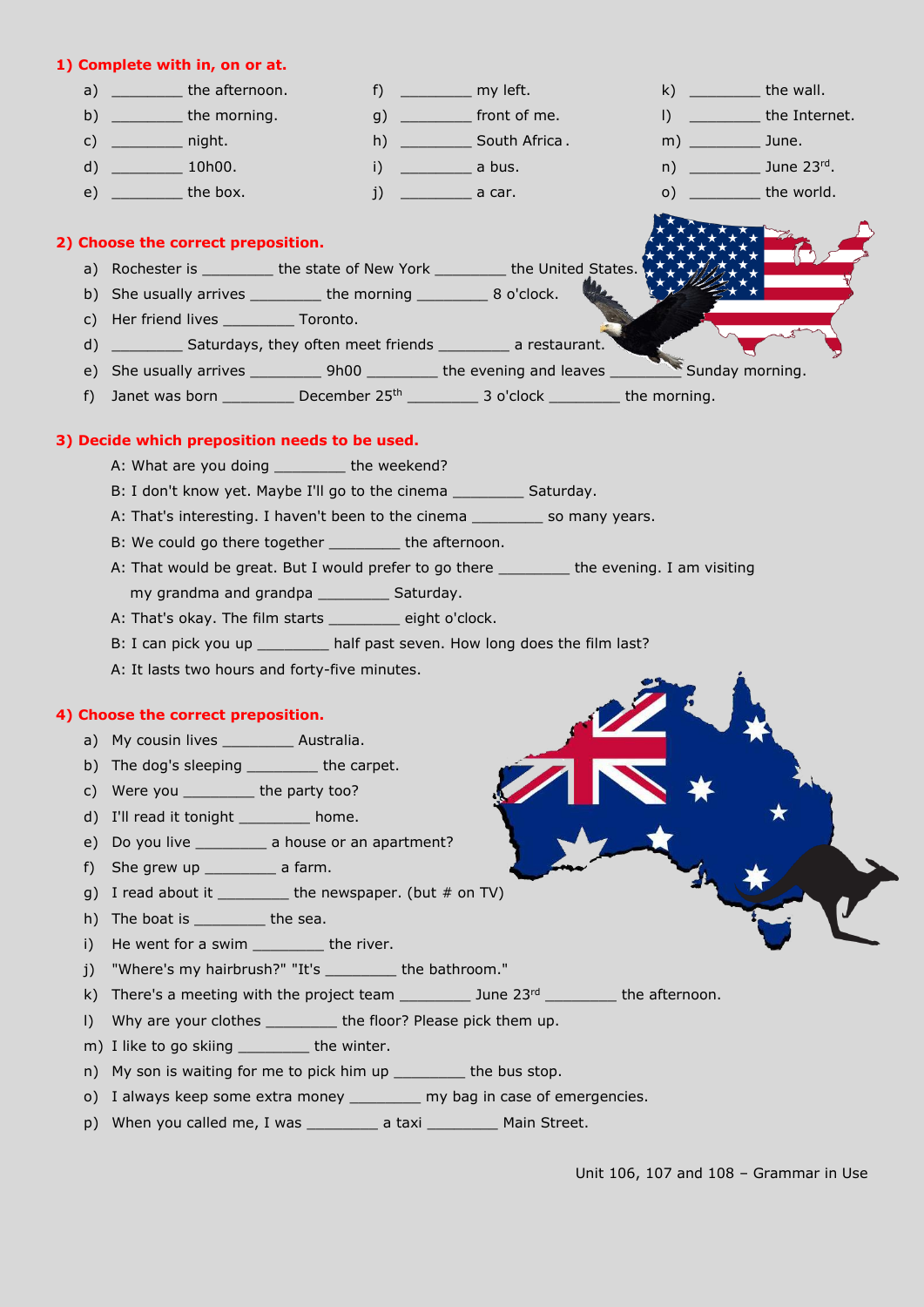**1) Complete with in, on or at.**

a) ________ the afternoon.
b) ________ the morning.
c) ________ night.
d) ________ 10h00.
e) ________ the box.

f) ________ my left.
g) ________ front of me.
h) ________ South Africa .
i) ________ a bus.
j) ________ a car.

k) ________ the wall.
l) ________ the Internet.
m) ________ June.
n) ________ June 23rd.
o) ________ the world.

**2) Choose the correct preposition.**

a) Rochester is ________ the state of New York ________ the United States.
b) She usually arrives ________ the morning ________ 8 o'clock.
c) Her friend lives ________ Toronto.
d) ________ Saturdays, they often meet friends ________ a restaurant.
e) She usually arrives ________ 9h00 ________ the evening and leaves ________ Sunday morning.
f) Janet was born ________ December 25th ________ 3 o'clock ________ the morning.

**3) Decide which preposition needs to be used.**

A: What are you doing ________ the weekend?
B: I don't know yet. Maybe I'll go to the cinema ________ Saturday.
A: That's interesting. I haven't been to the cinema ________ so many years.
B: We could go there together ________ the afternoon.
A: That would be great. But I would prefer to go there ________ the evening. I am visiting my grandma and grandpa ________ Saturday.
A: That's okay. The film starts ________ eight o'clock.
B: I can pick you up ________ half past seven. How long does the film last?
A: It lasts two hours and forty-five minutes.

**4) Choose the correct preposition.**

a) My cousin lives ________ Australia.
b) The dog's sleeping ________ the carpet.
c) Were you ________ the party too?
d) I'll read it tonight ________ home.
e) Do you live ________ a house or an apartment?
f) She grew up ________ a farm.
g) I read about it ________ the newspaper. (but # on TV)
h) The boat is ________ the sea.
i) He went for a swim ________ the river.
j) "Where's my hairbrush?" "It's ________ the bathroom."
k) There's a meeting with the project team ________ June 23rd ________ the afternoon.
l) Why are your clothes ________ the floor? Please pick them up.
m) I like to go skiing ________ the winter.
n) My son is waiting for me to pick him up ________ the bus stop.
o) I always keep some extra money ________ my bag in case of emergencies.
p) When you called me, I was ________ a taxi ________ Main Street.

Unit 106, 107 and 108 – Grammar in Use